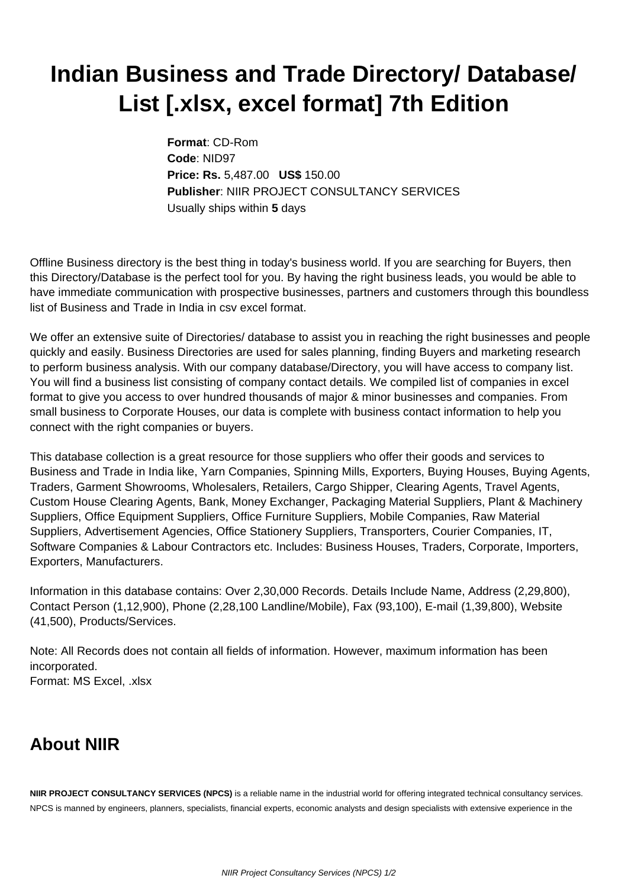# Indian Business and Trade Directory/ Database/ List [.xlsx, excel format] 7th Edition

**Format**: CD-Rom
**Code**: NID97
**Price: Rs.** 5,487.00 **US$** 150.00
**Publisher**: NIIR PROJECT CONSULTANCY SERVICES
Usually ships within **5** days

Offline Business directory is the best thing in today's business world. If you are searching for Buyers, then this Directory/Database is the perfect tool for you. By having the right business leads, you would be able to have immediate communication with prospective businesses, partners and customers through this boundless list of Business and Trade in India in csv excel format.

We offer an extensive suite of Directories/ database to assist you in reaching the right businesses and people quickly and easily. Business Directories are used for sales planning, finding Buyers and marketing research to perform business analysis. With our company database/Directory, you will have access to company list. You will find a business list consisting of company contact details. We compiled list of companies in excel format to give you access to over hundred thousands of major & minor businesses and companies. From small business to Corporate Houses, our data is complete with business contact information to help you connect with the right companies or buyers.

This database collection is a great resource for those suppliers who offer their goods and services to Business and Trade in India like, Yarn Companies, Spinning Mills, Exporters, Buying Houses, Buying Agents, Traders, Garment Showrooms, Wholesalers, Retailers, Cargo Shipper, Clearing Agents, Travel Agents, Custom House Clearing Agents, Bank, Money Exchanger, Packaging Material Suppliers, Plant & Machinery Suppliers, Office Equipment Suppliers, Office Furniture Suppliers, Mobile Companies, Raw Material Suppliers, Advertisement Agencies, Office Stationery Suppliers, Transporters, Courier Companies, IT, Software Companies & Labour Contractors etc. Includes: Business Houses, Traders, Corporate, Importers, Exporters, Manufacturers.

Information in this database contains: Over 2,30,000 Records. Details Include Name, Address (2,29,800), Contact Person (1,12,900), Phone (2,28,100 Landline/Mobile), Fax (93,100), E-mail (1,39,800), Website (41,500), Products/Services.

Note: All Records does not contain all fields of information. However, maximum information has been incorporated.
Format: MS Excel, .xlsx

## About NIIR

**NIIR PROJECT CONSULTANCY SERVICES (NPCS)** is a reliable name in the industrial world for offering integrated technical consultancy services. NPCS is manned by engineers, planners, specialists, financial experts, economic analysts and design specialists with extensive experience in the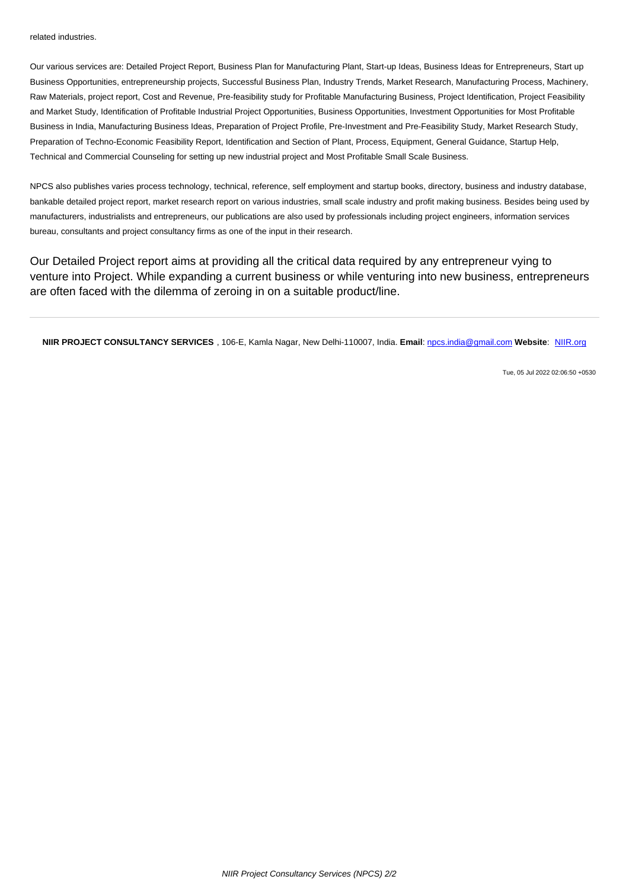related industries.

Our various services are: Detailed Project Report, Business Plan for Manufacturing Plant, Start-up Ideas, Business Ideas for Entrepreneurs, Start up Business Opportunities, entrepreneurship projects, Successful Business Plan, Industry Trends, Market Research, Manufacturing Process, Machinery, Raw Materials, project report, Cost and Revenue, Pre-feasibility study for Profitable Manufacturing Business, Project Identification, Project Feasibility and Market Study, Identification of Profitable Industrial Project Opportunities, Business Opportunities, Investment Opportunities for Most Profitable Business in India, Manufacturing Business Ideas, Preparation of Project Profile, Pre-Investment and Pre-Feasibility Study, Market Research Study, Preparation of Techno-Economic Feasibility Report, Identification and Section of Plant, Process, Equipment, General Guidance, Startup Help, Technical and Commercial Counseling for setting up new industrial project and Most Profitable Small Scale Business.

NPCS also publishes varies process technology, technical, reference, self employment and startup books, directory, business and industry database, bankable detailed project report, market research report on various industries, small scale industry and profit making business. Besides being used by manufacturers, industrialists and entrepreneurs, our publications are also used by professionals including project engineers, information services bureau, consultants and project consultancy firms as one of the input in their research.

Our Detailed Project report aims at providing all the critical data required by any entrepreneur vying to venture into Project. While expanding a current business or while venturing into new business, entrepreneurs are often faced with the dilemma of zeroing in on a suitable product/line.

---

**NIIR PROJECT CONSULTANCY SERVICES** , 106-E, Kamla Nagar, New Delhi-110007, India. **Email**: npcs.india@gmail.com **Website**: NIIR.org

Tue, 05 Jul 2022 02:06:50 +0530